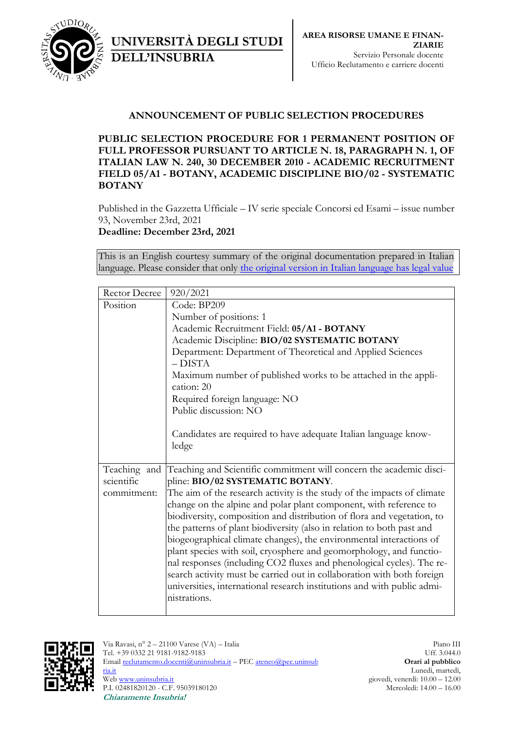**UNIVERSITÀ DEGLI STUDI DELL'INSUBRIA**

**AREA RISORSE UMANE E FINANZIARIE**
Servizio Personale docente
Ufficio Reclutamento e carriere docenti

## ANNOUNCEMENT OF PUBLIC SELECTION PROCEDURES

### PUBLIC SELECTION PROCEDURE FOR 1 PERMANENT POSITION OF FULL PROFESSOR PURSUANT TO ARTICLE N. 18, PARAGRAPH N. 1, OF ITALIAN LAW N. 240, 30 DECEMBER 2010 - ACADEMIC RECRUITMENT FIELD 05/A1 - BOTANY, ACADEMIC DISCIPLINE BIO/02 - SYSTEMATIC BOTANY

Published in the Gazzetta Ufficiale – IV serie speciale Concorsi ed Esami – issue number 93, November 23rd, 2021

**Deadline: December 23rd, 2021**

This is an English courtesy summary of the original documentation prepared in Italian language. Please consider that only the original version in Italian language has legal value

| Rector Decree | 920/2021 |
|---|---|
| Position | Code: BP209<br>Number of positions: 1<br>Academic Recruitment Field: **05/A1 - BOTANY**<br>Academic Discipline: **BIO/02 SYSTEMATIC BOTANY**<br>Department: Department of Theoretical and Applied Sciences – DISTA<br>Maximum number of published works to be attached in the application: 20<br>Required foreign language: NO<br>Public discussion: NO<br><br>Candidates are required to have adequate Italian language knowledge |
| Teaching and scientific commitment: | Teaching and Scientific commitment will concern the academic discipline: **BIO/02 SYSTEMATIC BOTANY**.<br>The aim of the research activity is the study of the impacts of climate change on the alpine and polar plant component, with reference to biodiversity, composition and distribution of flora and vegetation, to the patterns of plant biodiversity (also in relation to both past and biogeographical climate changes), the environmental interactions of plant species with soil, cryosphere and geomorphology, and functional responses (including $CO_2$ fluxes and phenological cycles). The research activity must be carried out in collaboration with both foreign universities, international research institutions and with public administrations. |

Via Ravasi, n° 2 – 21100 Varese (VA) – Italia
Tel. +39 0332 21 9181-9182-9183
Email reclutamento.docenti@uninsubria.it – PEC ateneo@pec.uninsubria.it
Web www.uninsubria.it
P.I. 02481820120 - C.F. 95039180120
***Chiaramente Insubria!***

Piano III
Uff. 3.044.0
**Orari al pubblico**
Lunedì, martedì, giovedì, venerdì: 10.00 – 12.00
Mercoledì: 14.00 – 16.00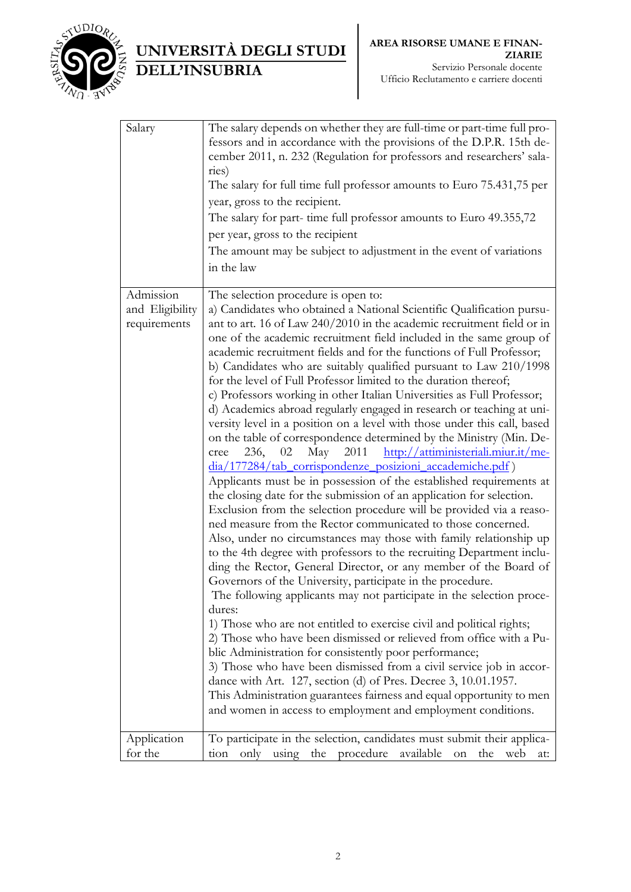| | |
|---|---|
| Salary | The salary depends on whether they are full-time or part-time full professors and in accordance with the provisions of the D.P.R. 15th december 2011, n. 232 (Regulation for professors and researchers' salaries)<br>The salary for full time full professor amounts to Euro 75.431,75 per year, gross to the recipient.<br>The salary for part- time full professor amounts to Euro 49.355,72 per year, gross to the recipient<br>The amount may be subject to adjustment in the event of variations in the law |
| Admission and Eligibility requirements | The selection procedure is open to:<br>a) Candidates who obtained a National Scientific Qualification pursuant to art. 16 of Law 240/2010 in the academic recruitment field or in one of the academic recruitment field included in the same group of academic recruitment fields and for the functions of Full Professor;<br>b) Candidates who are suitably qualified pursuant to Law 210/1998 for the level of Full Professor limited to the duration thereof;<br>c) Professors working in other Italian Universities as Full Professor;<br>d) Academics abroad regularly engaged in research or teaching at university level in a position on a level with those under this call, based on the table of correspondence determined by the Ministry (Min. Decree 236, 02 May 2011 http://attiministeriali.miur.it/media/177284/tab_corrispondenze_posizioni_accademiche.pdf )<br>Applicants must be in possession of the established requirements at the closing date for the submission of an application for selection.<br>Exclusion from the selection procedure will be provided via a reasoned measure from the Rector communicated to those concerned.<br>Also, under no circumstances may those with family relationship up to the 4th degree with professors to the recruiting Department including the Rector, General Director, or any member of the Board of Governors of the University, participate in the procedure.<br>The following applicants may not participate in the selection procedures:<br>1) Those who are not entitled to exercise civil and political rights;<br>2) Those who have been dismissed or relieved from office with a Public Administration for consistently poor performance;<br>3) Those who have been dismissed from a civil service job in accordance with Art. 127, section (d) of Pres. Decree 3, 10.01.1957.<br>This Administration guarantees fairness and equal opportunity to men and women in access to employment and employment conditions. |
| Application for the | To participate in the selection, candidates must submit their application only using the procedure available on the web at: |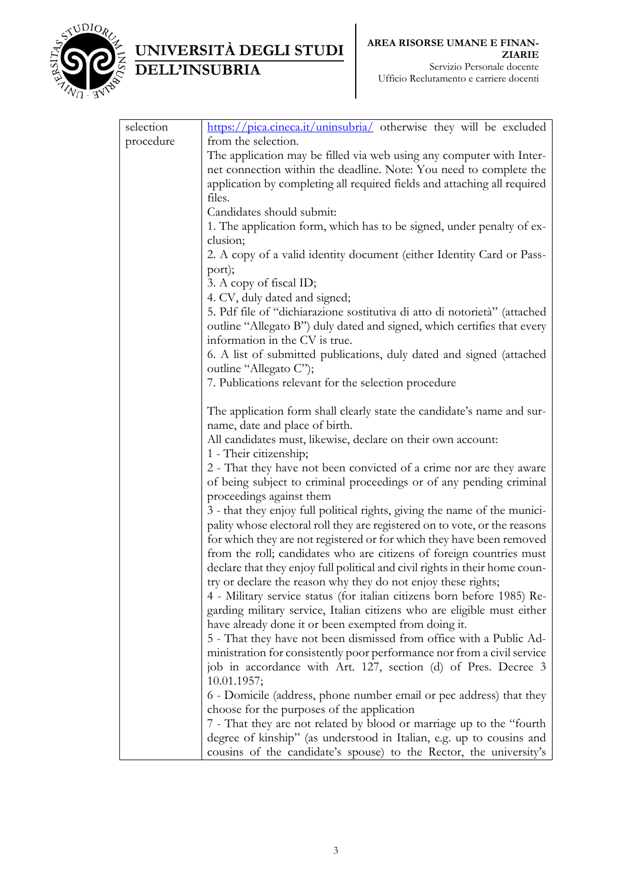| selection procedure | https://pica.cineca.it/uninsubria/ otherwise they will be excluded from the selection.<br>The application may be filled via web using any computer with Internet connection within the deadline. Note: You need to complete the application by completing all required fields and attaching all required files.<br>Candidates should submit:<br>1. The application form, which has to be signed, under penalty of exclusion;<br>2. A copy of a valid identity document (either Identity Card or Passport);<br>3. A copy of fiscal ID;<br>4. CV, duly dated and signed;<br>5. Pdf file of "dichiarazione sostitutiva di atto di notorietà" (attached outline "Allegato B") duly dated and signed, which certifies that every information in the CV is true.<br>6. A list of submitted publications, duly dated and signed (attached outline "Allegato C");<br>7. Publications relevant for the selection procedure<br><br>The application form shall clearly state the candidate's name and surname, date and place of birth.<br>All candidates must, likewise, declare on their own account:<br>1 - Their citizenship;<br>2 - That they have not been convicted of a crime nor are they aware of being subject to criminal proceedings or of any pending criminal proceedings against them<br>3 - that they enjoy full political rights, giving the name of the municipality whose electoral roll they are registered on to vote, or the reasons for which they are not registered or for which they have been removed from the roll; candidates who are citizens of foreign countries must declare that they enjoy full political and civil rights in their home country or declare the reason why they do not enjoy these rights;<br>4 - Military service status (for italian citizens born before 1985) Regarding military service, Italian citizens who are eligible must either have already done it or been exempted from doing it.<br>5 - That they have not been dismissed from office with a Public Administration for consistently poor performance nor from a civil service job in accordance with Art. 127, section (d) of Pres. Decree 3 10.01.1957;<br>6 - Domicile (address, phone number email or pec address) that they choose for the purposes of the application<br>7 - That they are not related by blood or marriage up to the "fourth degree of kinship" (as understood in Italian, e.g. up to cousins and cousins of the candidate's spouse) to the Rector, the university's |
|---|---|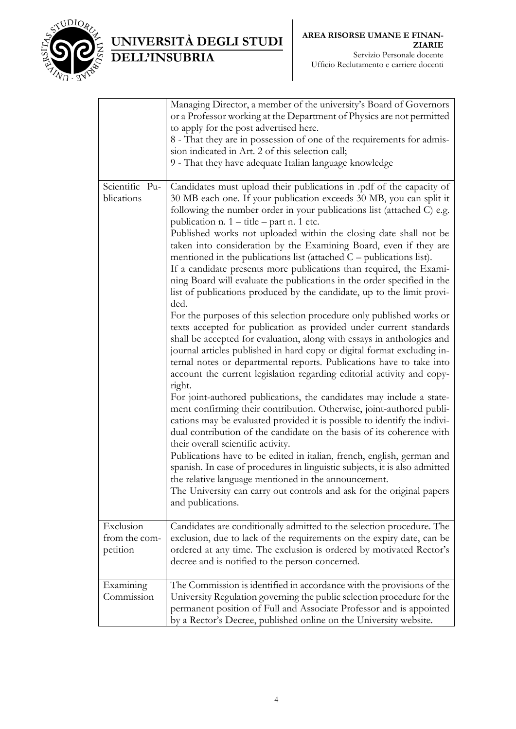| | |
|---|---|
| | Managing Director, a member of the university's Board of Governors or a Professor working at the Department of Physics are not permitted to apply for the post advertised here.<br>8 - That they are in possession of one of the requirements for admission indicated in Art. 2 of this selection call;<br>9 - That they have adequate Italian language knowledge |
| Scientific Publications | Candidates must upload their publications in .pdf of the capacity of 30 MB each one. If your publication exceeds 30 MB, you can split it following the number order in your publications list (attached C) e.g. publication n. 1 – title – part n. 1 etc.<br>Published works not uploaded within the closing date shall not be taken into consideration by the Examining Board, even if they are mentioned in the publications list (attached C – publications list).<br>If a candidate presents more publications than required, the Examining Board will evaluate the publications in the order specified in the list of publications produced by the candidate, up to the limit provided.<br>For the purposes of this selection procedure only published works or texts accepted for publication as provided under current standards shall be accepted for evaluation, along with essays in anthologies and journal articles published in hard copy or digital format excluding internal notes or departmental reports. Publications have to take into account the current legislation regarding editorial activity and copyright.<br>For joint-authored publications, the candidates may include a statement confirming their contribution. Otherwise, joint-authored publications may be evaluated provided it is possible to identify the individual contribution of the candidate on the basis of its coherence with their overall scientific activity.<br>Publications have to be edited in italian, french, english, german and spanish. In case of procedures in linguistic subjects, it is also admitted the relative language mentioned in the announcement.<br>The University can carry out controls and ask for the original papers and publications. |
| Exclusion from the competition | Candidates are conditionally admitted to the selection procedure. The exclusion, due to lack of the requirements on the expiry date, can be ordered at any time. The exclusion is ordered by motivated Rector's decree and is notified to the person concerned. |
| Examining Commission | The Commission is identified in accordance with the provisions of the University Regulation governing the public selection procedure for the permanent position of Full and Associate Professor and is appointed by a Rector's Decree, published online on the University website. |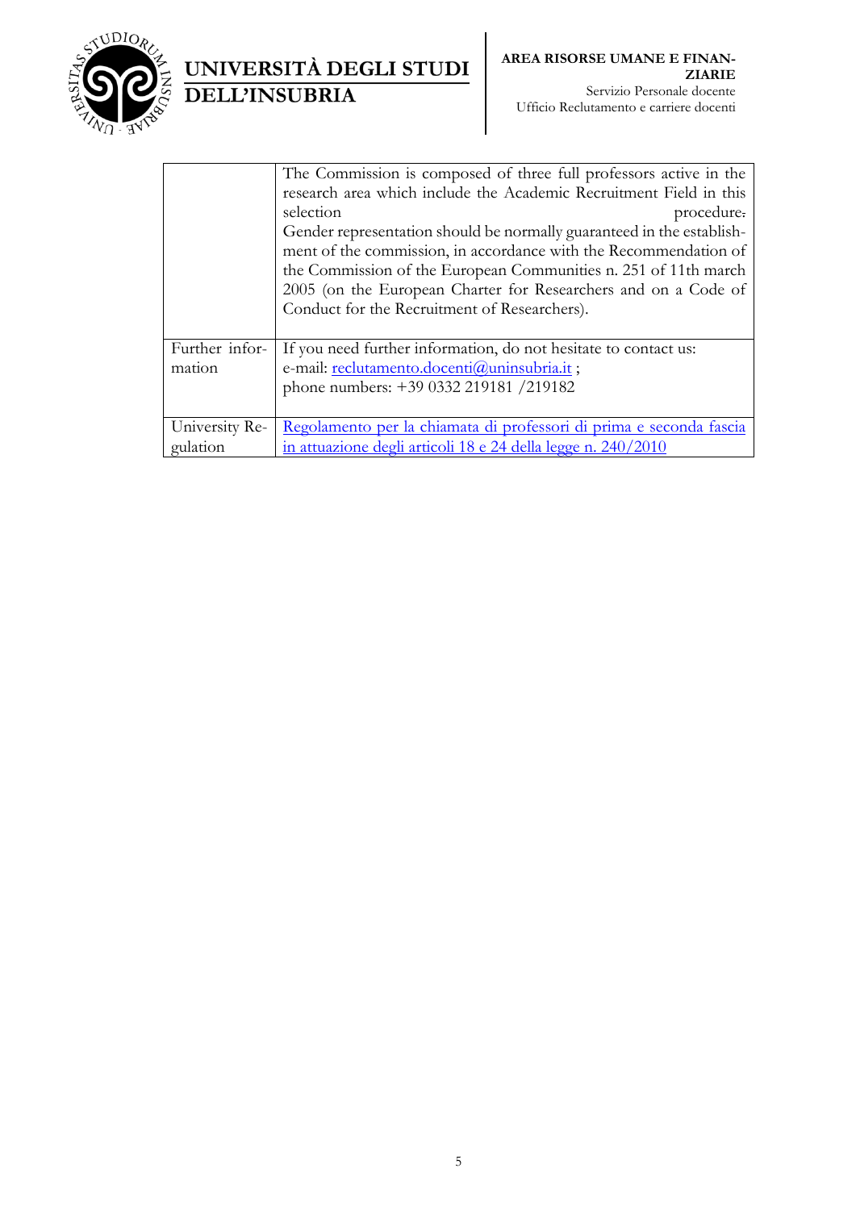| | |
|---|---|
| | The Commission is composed of three full professors active in the research area which include the Academic Recruitment Field in this selection procedure. Gender representation should be normally guaranteed in the establishment of the commission, in accordance with the Recommendation of the Commission of the European Communities n. 251 of 11th march 2005 (on the European Charter for Researchers and on a Code of Conduct for the Recruitment of Researchers). |
| Further information | If you need further information, do not hesitate to contact us:<br>e-mail: reclutamento.docenti@uninsubria.it ;<br>phone numbers: +39 0332 219181 /219182 |
| University Regulation | Regolamento per la chiamata di professori di prima e seconda fascia in attuazione degli articoli 18 e 24 della legge n. 240/2010 |